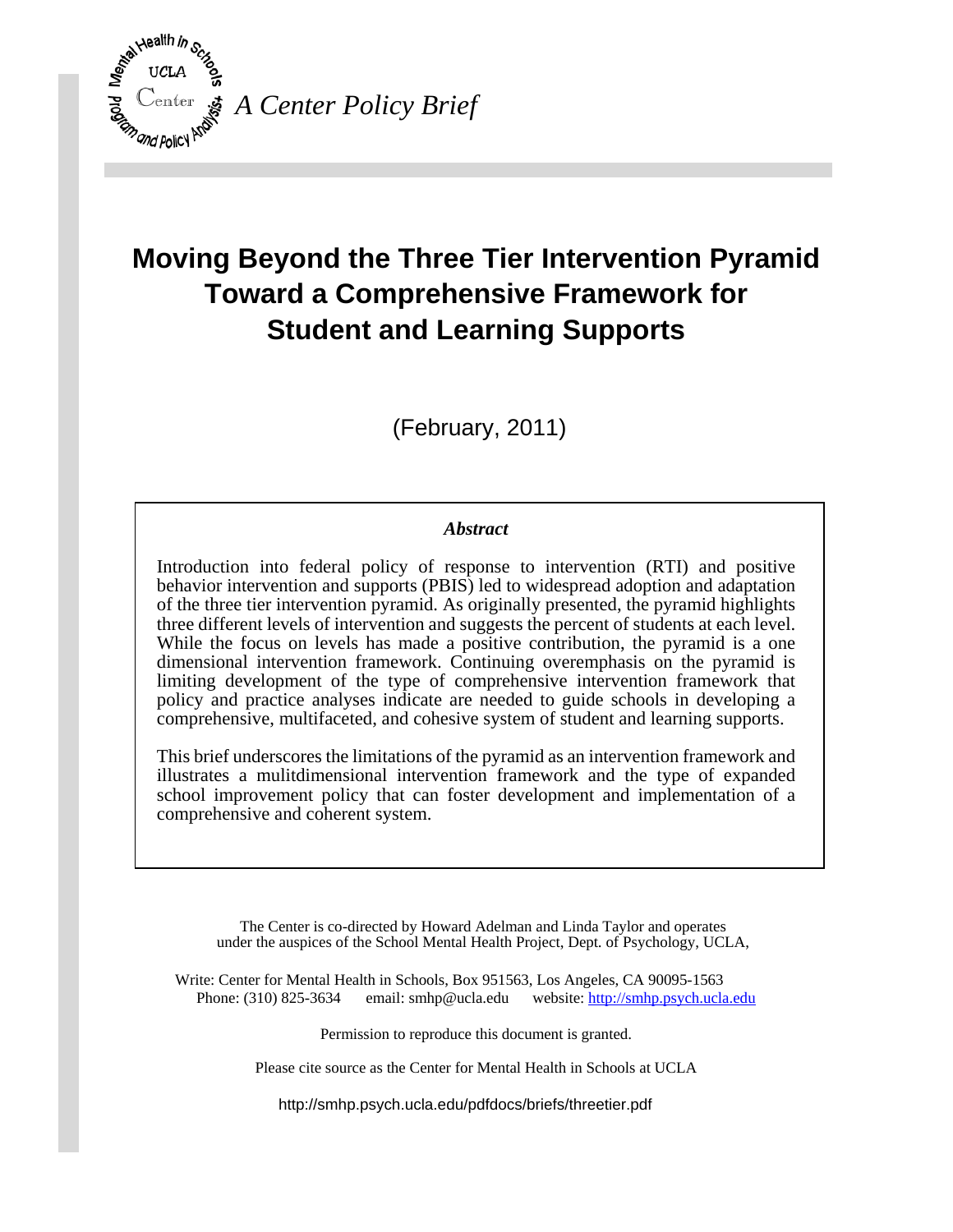*A Center Policy Brief*

# Moving Beyond the Three Tier Intervention Pyramid Toward a Comprehensive Framework for Student and Learning Supports

(February, 2011)

***Abstract***

Introduction into federal policy of response to intervention (RTI) and positive behavior intervention and supports (PBIS) led to widespread adoption and adaptation of the three tier intervention pyramid. As originally presented, the pyramid highlights three different levels of intervention and suggests the percent of students at each level. While the focus on levels has made a positive contribution, the pyramid is a one dimensional intervention framework. Continuing overemphasis on the pyramid is limiting development of the type of comprehensive intervention framework that policy and practice analyses indicate are needed to guide schools in developing a comprehensive, multifaceted, and cohesive system of student and learning supports.

This brief underscores the limitations of the pyramid as an intervention framework and illustrates a mulitdimensional intervention framework and the type of expanded school improvement policy that can foster development and implementation of a comprehensive and coherent system.

The Center is co-directed by Howard Adelman and Linda Taylor and operates under the auspices of the School Mental Health Project, Dept. of Psychology, UCLA,

Write: Center for Mental Health in Schools, Box 951563, Los Angeles, CA 90095-1563
Phone: (310) 825-3634 email: smhp@ucla.edu website: http://smhp.psych.ucla.edu

Permission to reproduce this document is granted.

Please cite source as the Center for Mental Health in Schools at UCLA

http://smhp.psych.ucla.edu/pdfdocs/briefs/threetier.pdf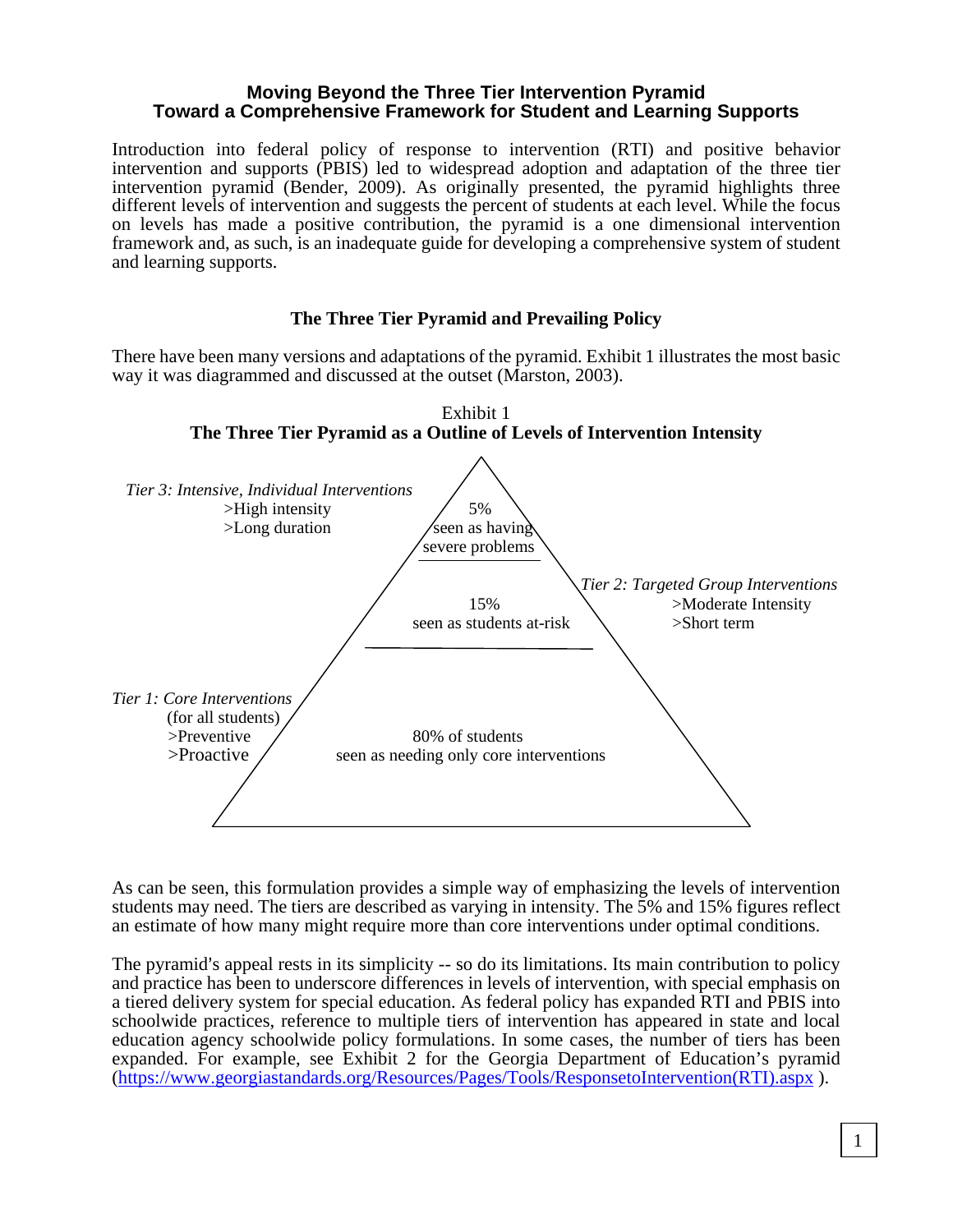**Moving Beyond the Three Tier Intervention Pyramid**
**Toward a Comprehensive Framework for Student and Learning Supports**

Introduction into federal policy of response to intervention (RTI) and positive behavior intervention and supports (PBIS) led to widespread adoption and adaptation of the three tier intervention pyramid (Bender, 2009). As originally presented, the pyramid highlights three different levels of intervention and suggests the percent of students at each level. While the focus on levels has made a positive contribution, the pyramid is a one dimensional intervention framework and, as such, is an inadequate guide for developing a comprehensive system of student and learning supports.

## The Three Tier Pyramid and Prevailing Policy

There have been many versions and adaptations of the pyramid. Exhibit 1 illustrates the most basic way it was diagrammed and discussed at the outset (Marston, 2003).

Exhibit 1
**The Three Tier Pyramid as a Outline of Levels of Intervention Intensity**

*Tier 3: Intensive, Individual Interventions*
>High intensity
>Long duration

5%
seen as having
severe problems

*Tier 2: Targeted Group Interventions*
>Moderate Intensity
>Short term

15%
seen as students at-risk

*Tier 1: Core Interventions*
(for all students)
>Preventive
>Proactive

80% of students
seen as needing only core interventions

As can be seen, this formulation provides a simple way of emphasizing the levels of intervention students may need. The tiers are described as varying in intensity. The 5% and 15% figures reflect an estimate of how many might require more than core interventions under optimal conditions.

The pyramid's appeal rests in its simplicity -- so do its limitations. Its main contribution to policy and practice has been to underscore differences in levels of intervention, with special emphasis on a tiered delivery system for special education. As federal policy has expanded RTI and PBIS into schoolwide practices, reference to multiple tiers of intervention has appeared in state and local education agency schoolwide policy formulations. In some cases, the number of tiers has been expanded. For example, see Exhibit 2 for the Georgia Department of Education's pyramid (https://www.georgiastandards.org/Resources/Pages/Tools/ResponsetoIntervention(RTI).aspx ).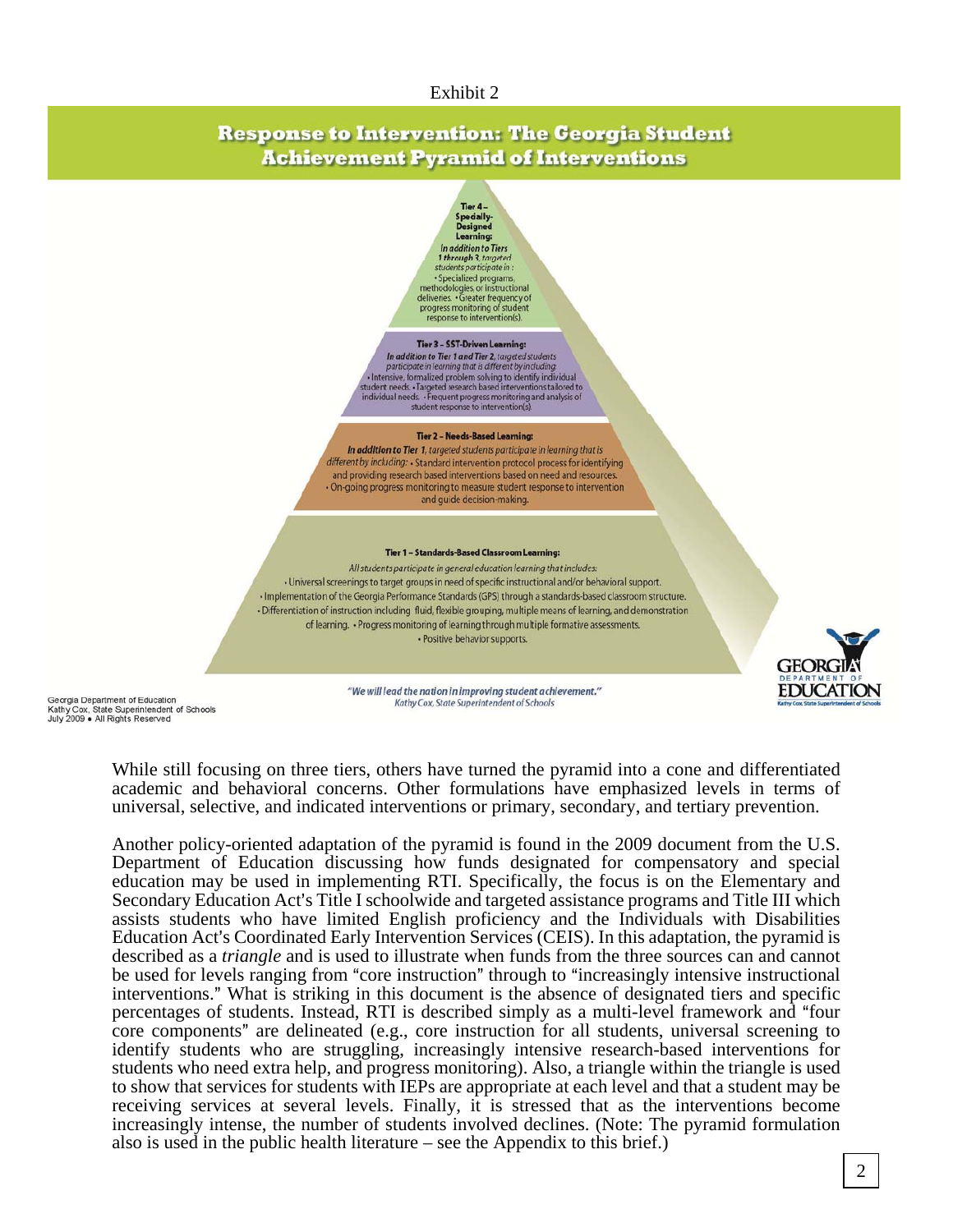Exhibit 2

## Response to Intervention: The Georgia Student Achievement Pyramid of Interventions

**Tier 4 – Specially-Designed Learning:**
*In addition to Tiers 1 through 3, targeted students participate in :*
• Specialized programs, methodologies or instructional deliveries. • Greater frequency of progress monitoring of student response to intervention(s).

**Tier 3 – SST-Driven Learning:**
*In addition to Tier 1 and Tier 2, targeted students participate in learning that is different by including:*
• Intensive, formalized problem solving to identify individual student needs. • Targeted research based interventions tailored to individual needs. • Frequent progress monitoring and analysis of student response to intervention(s).

**Tier 2 – Needs-Based Learning:**
*In addition to Tier 1, targeted students participate in learning that is different by including:* • Standard intervention protocol process for identifying and providing research based interventions based on need and resources. • On-going progress monitoring to measure student response to intervention and guide decision-making.

**Tier 1 – Standards-Based Classroom Learning:**
*All students participate in general education learning that includes:*
• Universal screenings to target groups in need of specific instructional and/or behavioral support.
• Implementation of the Georgia Performance Standards (GPS) through a standards-based classroom structure.
• Differentiation of instruction including fluid, flexible grouping, multiple means of learning, and demonstration of learning. • Progress monitoring of learning through multiple formative assessments.
• Positive behavior supports.

*"We will lead the nation in improving student achievement."*
*Kathy Cox, State Superintendent of Schools*

Georgia Department of Education
Kathy Cox, State Superintendent of Schools
July 2009 • All Rights Reserved

GEORGIA DEPARTMENT OF EDUCATION
Kathy Cox, State Superintendent of Schools

While still focusing on three tiers, others have turned the pyramid into a cone and differentiated academic and behavioral concerns. Other formulations have emphasized levels in terms of universal, selective, and indicated interventions or primary, secondary, and tertiary prevention.

Another policy-oriented adaptation of the pyramid is found in the 2009 document from the U.S. Department of Education discussing how funds designated for compensatory and special education may be used in implementing RTI. Specifically, the focus is on the Elementary and Secondary Education Act's Title I schoolwide and targeted assistance programs and Title III which assists students who have limited English proficiency and the Individuals with Disabilities Education Act's Coordinated Early Intervention Services (CEIS). In this adaptation, the pyramid is described as a *triangle* and is used to illustrate when funds from the three sources can and cannot be used for levels ranging from "core instruction" through to "increasingly intensive instructional interventions." What is striking in this document is the absence of designated tiers and specific percentages of students. Instead, RTI is described simply as a multi-level framework and "four core components" are delineated (e.g., core instruction for all students, universal screening to identify students who are struggling, increasingly intensive research-based interventions for students who need extra help, and progress monitoring). Also, a triangle within the triangle is used to show that services for students with IEPs are appropriate at each level and that a student may be receiving services at several levels. Finally, it is stressed that as the interventions become increasingly intense, the number of students involved declines. (Note: The pyramid formulation also is used in the public health literature – see the Appendix to this brief.)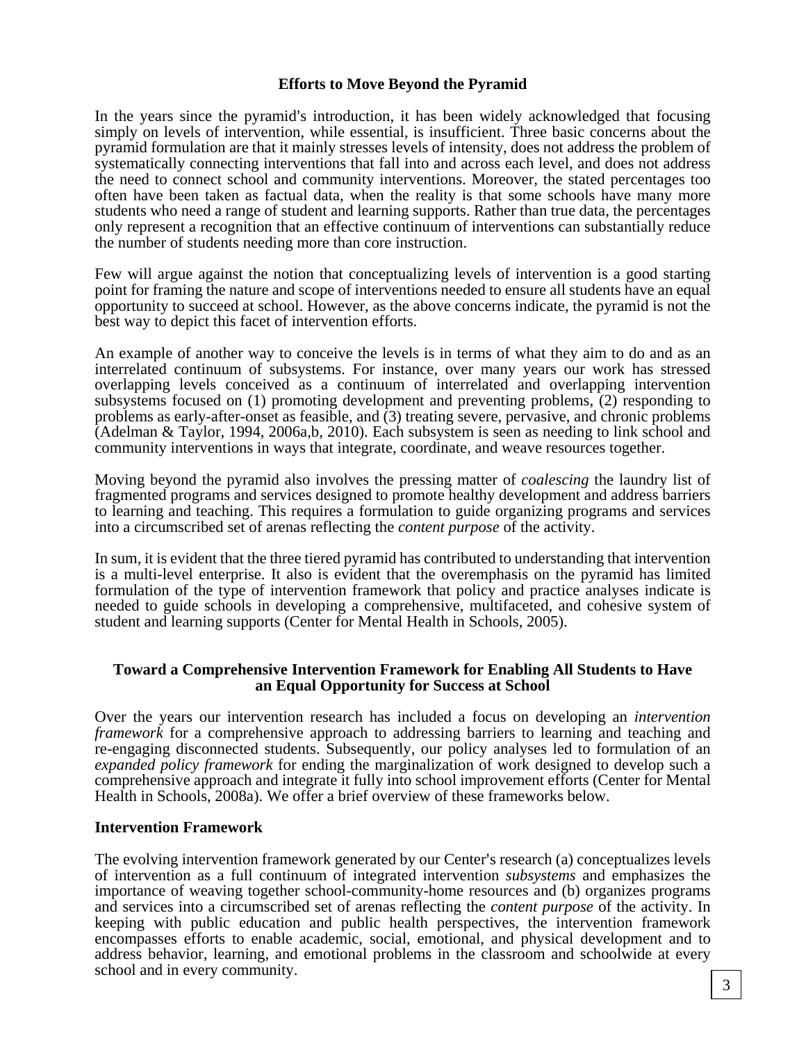## Efforts to Move Beyond the Pyramid

In the years since the pyramid's introduction, it has been widely acknowledged that focusing simply on levels of intervention, while essential, is insufficient. Three basic concerns about the pyramid formulation are that it mainly stresses levels of intensity, does not address the problem of systematically connecting interventions that fall into and across each level, and does not address the need to connect school and community interventions. Moreover, the stated percentages too often have been taken as factual data, when the reality is that some schools have many more students who need a range of student and learning supports. Rather than true data, the percentages only represent a recognition that an effective continuum of interventions can substantially reduce the number of students needing more than core instruction.

Few will argue against the notion that conceptualizing levels of intervention is a good starting point for framing the nature and scope of interventions needed to ensure all students have an equal opportunity to succeed at school. However, as the above concerns indicate, the pyramid is not the best way to depict this facet of intervention efforts.

An example of another way to conceive the levels is in terms of what they aim to do and as an interrelated continuum of subsystems. For instance, over many years our work has stressed overlapping levels conceived as a continuum of interrelated and overlapping intervention subsystems focused on (1) promoting development and preventing problems, (2) responding to problems as early-after-onset as feasible, and (3) treating severe, pervasive, and chronic problems (Adelman & Taylor, 1994, 2006a,b, 2010). Each subsystem is seen as needing to link school and community interventions in ways that integrate, coordinate, and weave resources together.

Moving beyond the pyramid also involves the pressing matter of *coalescing* the laundry list of fragmented programs and services designed to promote healthy development and address barriers to learning and teaching. This requires a formulation to guide organizing programs and services into a circumscribed set of arenas reflecting the *content purpose* of the activity.

In sum, it is evident that the three tiered pyramid has contributed to understanding that intervention is a multi-level enterprise. It also is evident that the overemphasis on the pyramid has limited formulation of the type of intervention framework that policy and practice analyses indicate is needed to guide schools in developing a comprehensive, multifaceted, and cohesive system of student and learning supports (Center for Mental Health in Schools, 2005).

## Toward a Comprehensive Intervention Framework for Enabling All Students to Have an Equal Opportunity for Success at School

Over the years our intervention research has included a focus on developing an *intervention framework* for a comprehensive approach to addressing barriers to learning and teaching and re-engaging disconnected students. Subsequently, our policy analyses led to formulation of an *expanded policy framework* for ending the marginalization of work designed to develop such a comprehensive approach and integrate it fully into school improvement efforts (Center for Mental Health in Schools, 2008a). We offer a brief overview of these frameworks below.

### Intervention Framework

The evolving intervention framework generated by our Center's research (a) conceptualizes levels of intervention as a full continuum of integrated intervention *subsystems* and emphasizes the importance of weaving together school-community-home resources and (b) organizes programs and services into a circumscribed set of arenas reflecting the *content purpose* of the activity. In keeping with public education and public health perspectives, the intervention framework encompasses efforts to enable academic, social, emotional, and physical development and to address behavior, learning, and emotional problems in the classroom and schoolwide at every school and in every community.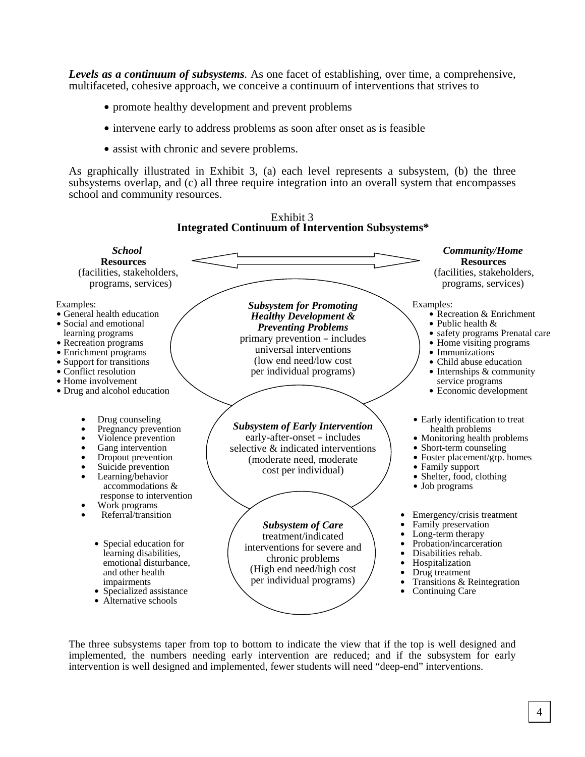***Levels as a continuum of subsystems**.* As one facet of establishing, over time, a comprehensive, multifaceted, cohesive approach, we conceive a continuum of interventions that strives to

- promote healthy development and prevent problems
- intervene early to address problems as soon after onset as is feasible
- assist with chronic and severe problems.

As graphically illustrated in Exhibit 3, (a) each level represents a subsystem, (b) the three subsystems overlap, and (c) all three require integration into an overall system that encompasses school and community resources.

Exhibit 3
**Integrated Continuum of Intervention Subsystems***

***School* Resources** (facilities, stakeholders, programs, services) ⟷ ***Community/Home* Resources** (facilities, stakeholders, programs, services)

***Subsystem for Promoting Healthy Development & Preventing Problems***
primary prevention – includes universal interventions (low end need/low cost per individual programs)

School Examples:
- General health education
- Social and emotional learning programs
- Recreation programs
- Enrichment programs
- Support for transitions
- Conflict resolution
- Home involvement
- Drug and alcohol education

Community/Home Examples:
- Recreation & Enrichment
- Public health &
- safety programs Prenatal care
- Home visiting programs
- Immunizations
- Child abuse education
- Internships & community service programs
- Economic development

***Subsystem of Early Intervention***
early-after-onset – includes selective & indicated interventions (moderate need, moderate cost per individual)

School:
- Drug counseling
- Pregnancy prevention
- Violence prevention
- Gang intervention
- Dropout prevention
- Suicide prevention
- Learning/behavior accommodations & response to intervention
- Work programs
- Referral/transition

Community/Home:
- Early identification to treat health problems
- Monitoring health problems
- Short-term counseling
- Foster placement/grp. homes
- Family support
- Shelter, food, clothing
- Job programs

***Subsystem of Care***
treatment/indicated interventions for severe and chronic problems (High end need/high cost per individual programs)

School:
- Special education for learning disabilities, emotional disturbance, and other health impairments
- Specialized assistance
- Alternative schools

Community/Home:
- Emergency/crisis treatment
- Family preservation
- Long-term therapy
- Probation/incarceration
- Disabilities rehab.
- Hospitalization
- Drug treatment
- Transitions & Reintegration
- Continuing Care

The three subsystems taper from top to bottom to indicate the view that if the top is well designed and implemented, the numbers needing early intervention are reduced; and if the subsystem for early intervention is well designed and implemented, fewer students will need "deep-end" interventions.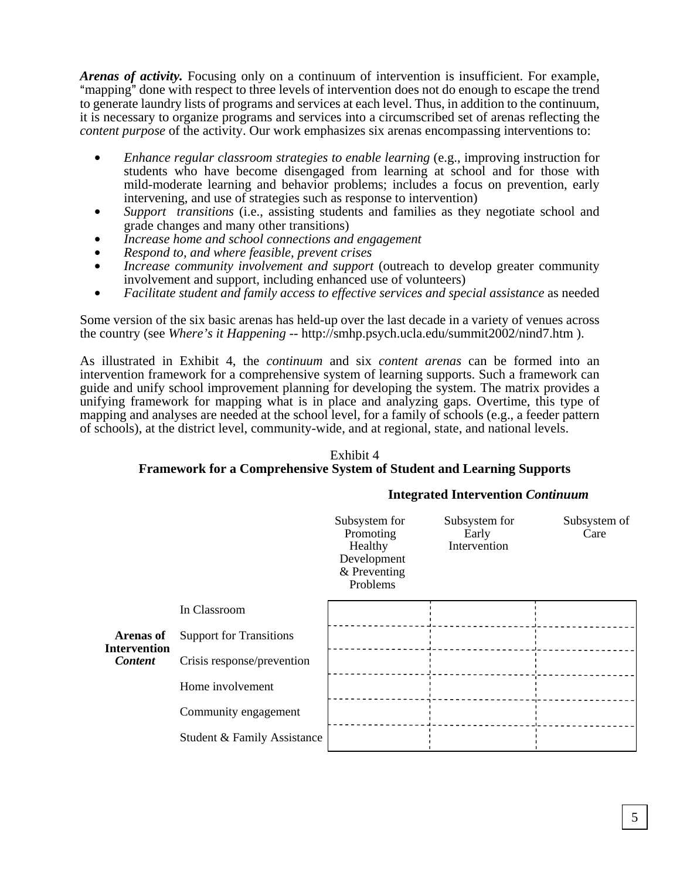***Arenas of activity.*** Focusing only on a continuum of intervention is insufficient. For example, "mapping" done with respect to three levels of intervention does not do enough to escape the trend to generate laundry lists of programs and services at each level. Thus, in addition to the continuum, it is necessary to organize programs and services into a circumscribed set of arenas reflecting the *content purpose* of the activity. Our work emphasizes six arenas encompassing interventions to:

- *Enhance regular classroom strategies to enable learning* (e.g., improving instruction for students who have become disengaged from learning at school and for those with mild-moderate learning and behavior problems; includes a focus on prevention, early intervening, and use of strategies such as response to intervention)
- *Support transitions* (i.e., assisting students and families as they negotiate school and grade changes and many other transitions)
- *Increase home and school connections and engagement*
- *Respond to, and where feasible, prevent crises*
- *Increase community involvement and support* (outreach to develop greater community involvement and support, including enhanced use of volunteers)
- *Facilitate student and family access to effective services and special assistance* as needed

Some version of the six basic arenas has held-up over the last decade in a variety of venues across the country (see *Where's it Happening* -- http://smhp.psych.ucla.edu/summit2002/nind7.htm ).

As illustrated in Exhibit 4, the *continuum* and six *content arenas* can be formed into an intervention framework for a comprehensive system of learning supports. Such a framework can guide and unify school improvement planning for developing the system. The matrix provides a unifying framework for mapping what is in place and analyzing gaps. Overtime, this type of mapping and analyses are needed at the school level, for a family of schools (e.g., a feeder pattern of schools), at the district level, community-wide, and at regional, state, and national levels.

Exhibit 4
**Framework for a Comprehensive System of Student and Learning Supports**

| | | **Integrated Intervention *Continuum*** | | |
|---|---|---|---|---|
| | | Subsystem for Promoting Healthy Development & Preventing Problems | Subsystem for Early Intervention | Subsystem of Care |
| **Arenas of Intervention *Content*** | In Classroom | | | |
| | Support for Transitions | | | |
| | Crisis response/prevention | | | |
| | Home involvement | | | |
| | Community engagement | | | |
| | Student & Family Assistance | | | |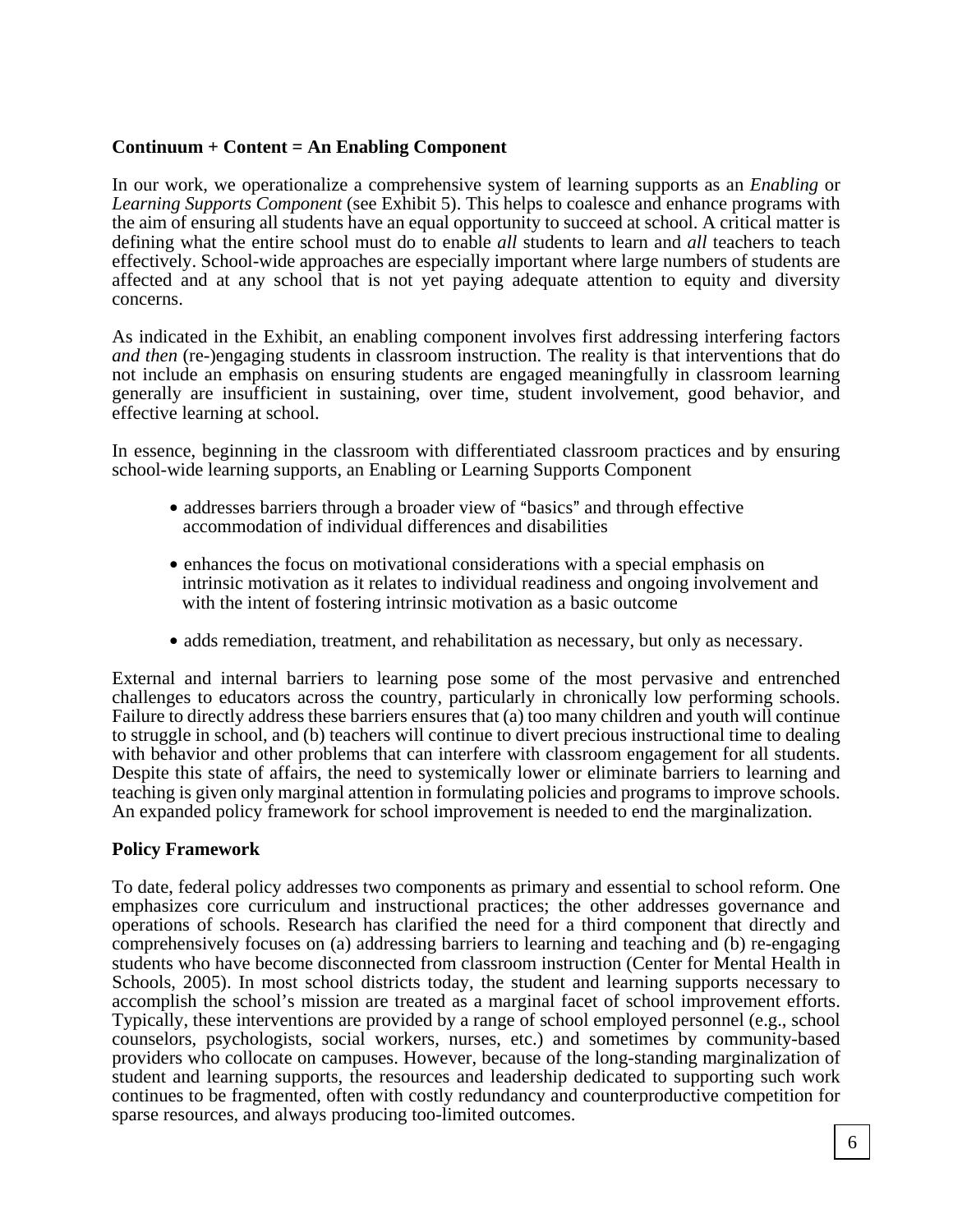**Continuum + Content = An Enabling Component**

In our work, we operationalize a comprehensive system of learning supports as an *Enabling* or *Learning Supports Component* (see Exhibit 5). This helps to coalesce and enhance programs with the aim of ensuring all students have an equal opportunity to succeed at school. A critical matter is defining what the entire school must do to enable *all* students to learn and *all* teachers to teach effectively. School-wide approaches are especially important where large numbers of students are affected and at any school that is not yet paying adequate attention to equity and diversity concerns.

As indicated in the Exhibit, an enabling component involves first addressing interfering factors *and then* (re-)engaging students in classroom instruction. The reality is that interventions that do not include an emphasis on ensuring students are engaged meaningfully in classroom learning generally are insufficient in sustaining, over time, student involvement, good behavior, and effective learning at school.

In essence, beginning in the classroom with differentiated classroom practices and by ensuring school-wide learning supports, an Enabling or Learning Supports Component

- addresses barriers through a broader view of "basics" and through effective accommodation of individual differences and disabilities
- enhances the focus on motivational considerations with a special emphasis on intrinsic motivation as it relates to individual readiness and ongoing involvement and with the intent of fostering intrinsic motivation as a basic outcome
- adds remediation, treatment, and rehabilitation as necessary, but only as necessary.

External and internal barriers to learning pose some of the most pervasive and entrenched challenges to educators across the country, particularly in chronically low performing schools. Failure to directly address these barriers ensures that (a) too many children and youth will continue to struggle in school, and (b) teachers will continue to divert precious instructional time to dealing with behavior and other problems that can interfere with classroom engagement for all students. Despite this state of affairs, the need to systemically lower or eliminate barriers to learning and teaching is given only marginal attention in formulating policies and programs to improve schools. An expanded policy framework for school improvement is needed to end the marginalization.

**Policy Framework**

To date, federal policy addresses two components as primary and essential to school reform. One emphasizes core curriculum and instructional practices; the other addresses governance and operations of schools. Research has clarified the need for a third component that directly and comprehensively focuses on (a) addressing barriers to learning and teaching and (b) re-engaging students who have become disconnected from classroom instruction (Center for Mental Health in Schools, 2005). In most school districts today, the student and learning supports necessary to accomplish the school's mission are treated as a marginal facet of school improvement efforts. Typically, these interventions are provided by a range of school employed personnel (e.g., school counselors, psychologists, social workers, nurses, etc.) and sometimes by community-based providers who collocate on campuses. However, because of the long-standing marginalization of student and learning supports, the resources and leadership dedicated to supporting such work continues to be fragmented, often with costly redundancy and counterproductive competition for sparse resources, and always producing too-limited outcomes.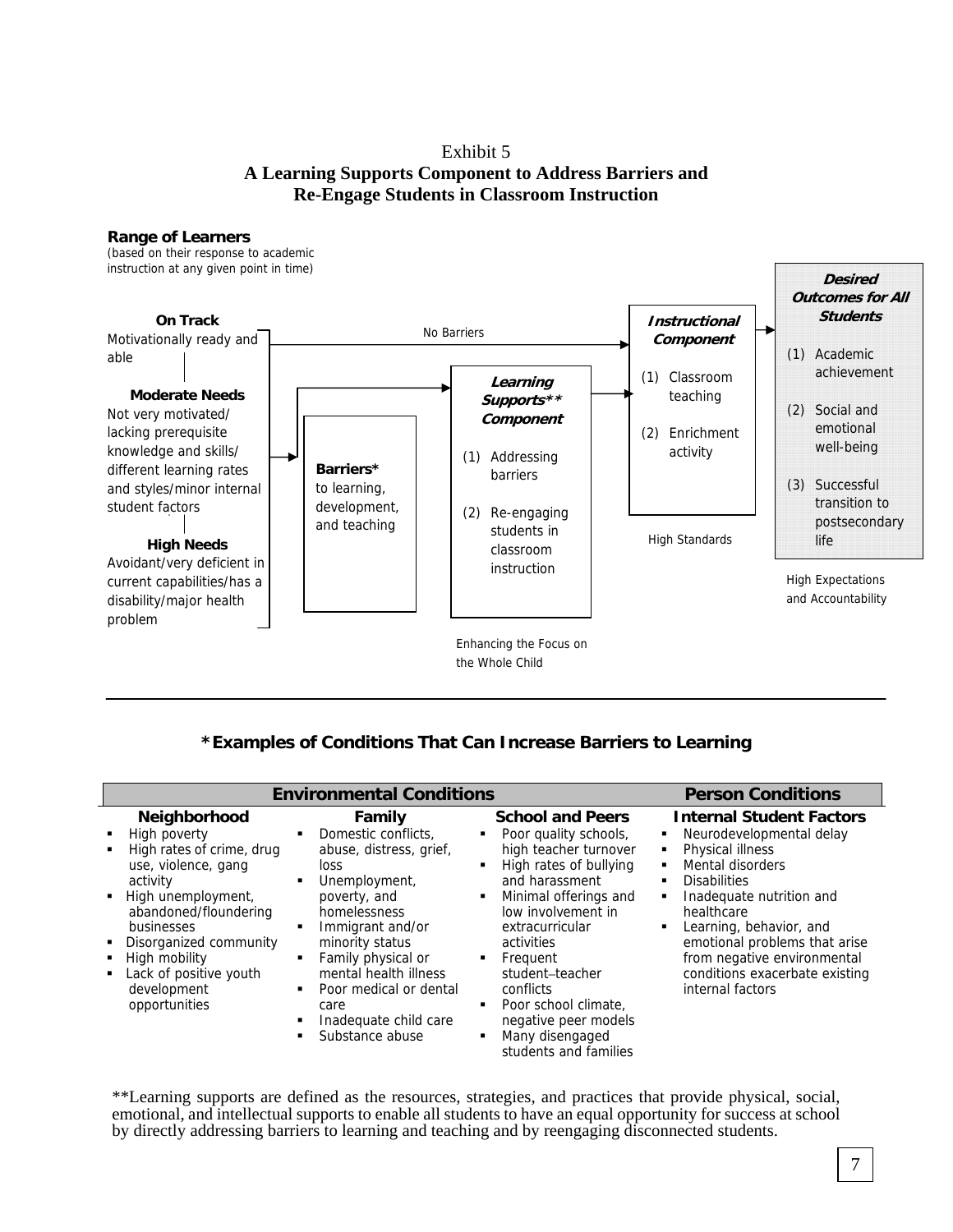Exhibit 5

**A Learning Supports Component to Address Barriers and Re-Engage Students in Classroom Instruction**

**Range of Learners**
(based on their response to academic instruction at any given point in time)

**On Track**
Motivationally ready and able

**Moderate Needs**
Not very motivated/ lacking prerequisite knowledge and skills/ different learning rates and styles/minor internal student factors

**High Needs**
Avoidant/very deficient in current capabilities/has a disability/major health problem

No Barriers

**Barriers***
to learning, development, and teaching

***Learning Supports*** Component***

(1) Addressing barriers

(2) Re-engaging students in classroom instruction

Enhancing the Focus on the Whole Child

***Instructional Component***

(1) Classroom teaching

(2) Enrichment activity

High Standards

***Desired Outcomes for All Students***

(1) Academic achievement

(2) Social and emotional well-being

(3) Successful transition to postsecondary life

High Expectations and Accountability

---

**\*Examples of Conditions That Can Increase Barriers to Learning**

| Environmental Conditions | | | Person Conditions |
|---|---|---|---|
| **Neighborhood** | **Family** | **School and Peers** | **Internal Student Factors** |
| ▪ High poverty<br>▪ High rates of crime, drug use, violence, gang activity<br>▪ High unemployment, abandoned/floundering businesses<br>▪ Disorganized community<br>▪ High mobility<br>▪ Lack of positive youth development opportunities | ▪ Domestic conflicts, abuse, distress, grief, loss<br>▪ Unemployment, poverty, and homelessness<br>▪ Immigrant and/or minority status<br>▪ Family physical or mental health illness<br>▪ Poor medical or dental care<br>▪ Inadequate child care<br>▪ Substance abuse | ▪ Poor quality schools, high teacher turnover<br>▪ High rates of bullying and harassment<br>▪ Minimal offerings and low involvement in extracurricular activities<br>▪ Frequent student–teacher conflicts<br>▪ Poor school climate, negative peer models<br>▪ Many disengaged students and families | ▪ Neurodevelopmental delay<br>▪ Physical illness<br>▪ Mental disorders<br>▪ Disabilities<br>▪ Inadequate nutrition and healthcare<br>▪ Learning, behavior, and emotional problems that arise from negative environmental conditions exacerbate existing internal factors |

**Learning supports are defined as the resources, strategies, and practices that provide physical, social, emotional, and intellectual supports to enable all students to have an equal opportunity for success at school by directly addressing barriers to learning and teaching and by reengaging disconnected students.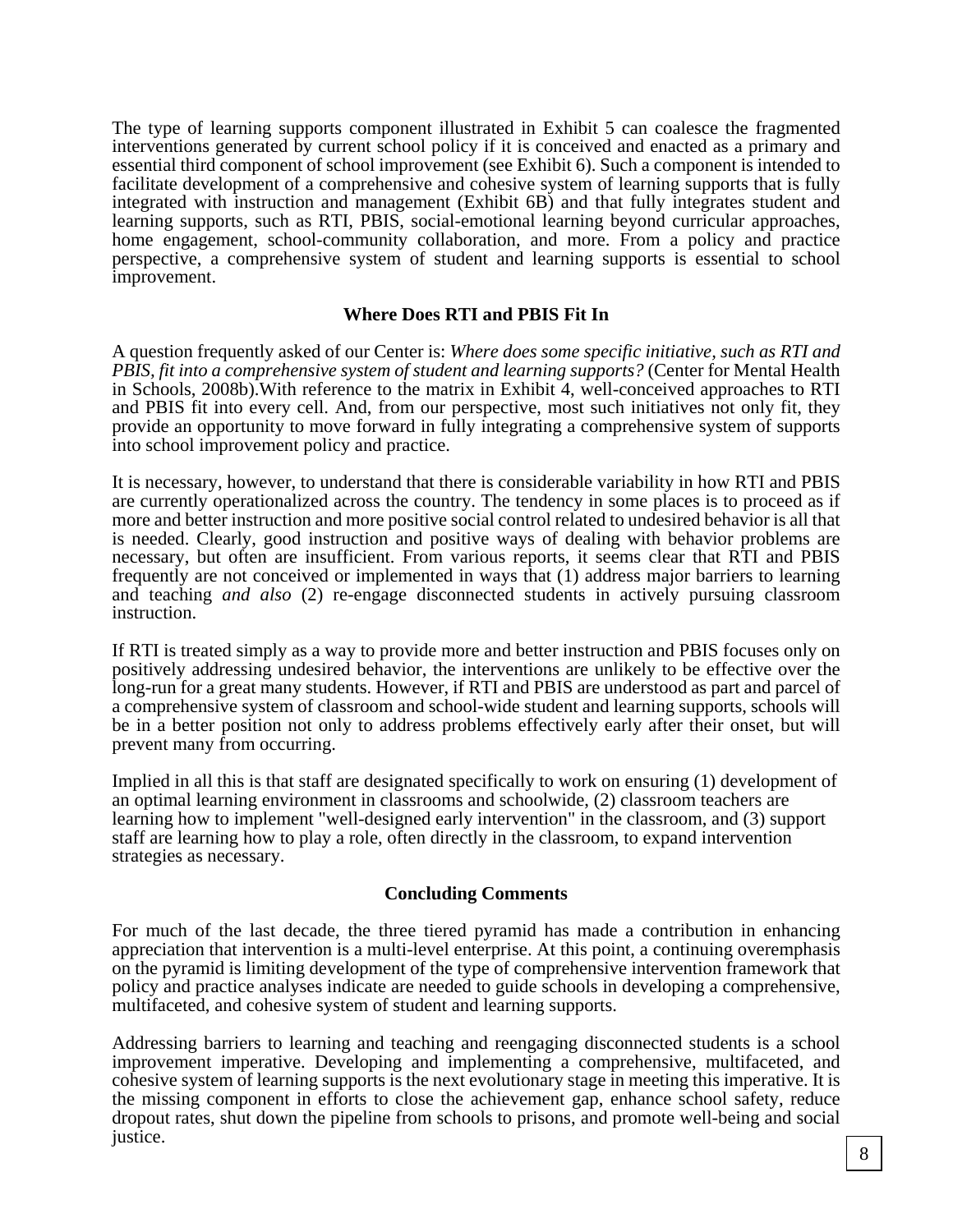The type of learning supports component illustrated in Exhibit 5 can coalesce the fragmented interventions generated by current school policy if it is conceived and enacted as a primary and essential third component of school improvement (see Exhibit 6). Such a component is intended to facilitate development of a comprehensive and cohesive system of learning supports that is fully integrated with instruction and management (Exhibit 6B) and that fully integrates student and learning supports, such as RTI, PBIS, social-emotional learning beyond curricular approaches, home engagement, school-community collaboration, and more. From a policy and practice perspective, a comprehensive system of student and learning supports is essential to school improvement.

**Where Does RTI and PBIS Fit In**

A question frequently asked of our Center is: *Where does some specific initiative, such as RTI and PBIS, fit into a comprehensive system of student and learning supports?* (Center for Mental Health in Schools, 2008b).With reference to the matrix in Exhibit 4, well-conceived approaches to RTI and PBIS fit into every cell. And, from our perspective, most such initiatives not only fit, they provide an opportunity to move forward in fully integrating a comprehensive system of supports into school improvement policy and practice.

It is necessary, however, to understand that there is considerable variability in how RTI and PBIS are currently operationalized across the country. The tendency in some places is to proceed as if more and better instruction and more positive social control related to undesired behavior is all that is needed. Clearly, good instruction and positive ways of dealing with behavior problems are necessary, but often are insufficient. From various reports, it seems clear that RTI and PBIS frequently are not conceived or implemented in ways that (1) address major barriers to learning and teaching *and also* (2) re-engage disconnected students in actively pursuing classroom instruction.

If RTI is treated simply as a way to provide more and better instruction and PBIS focuses only on positively addressing undesired behavior, the interventions are unlikely to be effective over the long-run for a great many students. However, if RTI and PBIS are understood as part and parcel of a comprehensive system of classroom and school-wide student and learning supports, schools will be in a better position not only to address problems effectively early after their onset, but will prevent many from occurring.

Implied in all this is that staff are designated specifically to work on ensuring (1) development of an optimal learning environment in classrooms and schoolwide, (2) classroom teachers are learning how to implement "well-designed early intervention" in the classroom, and (3) support staff are learning how to play a role, often directly in the classroom, to expand intervention strategies as necessary.

**Concluding Comments**

For much of the last decade, the three tiered pyramid has made a contribution in enhancing appreciation that intervention is a multi-level enterprise. At this point, a continuing overemphasis on the pyramid is limiting development of the type of comprehensive intervention framework that policy and practice analyses indicate are needed to guide schools in developing a comprehensive, multifaceted, and cohesive system of student and learning supports.

Addressing barriers to learning and teaching and reengaging disconnected students is a school improvement imperative. Developing and implementing a comprehensive, multifaceted, and cohesive system of learning supports is the next evolutionary stage in meeting this imperative. It is the missing component in efforts to close the achievement gap, enhance school safety, reduce dropout rates, shut down the pipeline from schools to prisons, and promote well-being and social justice.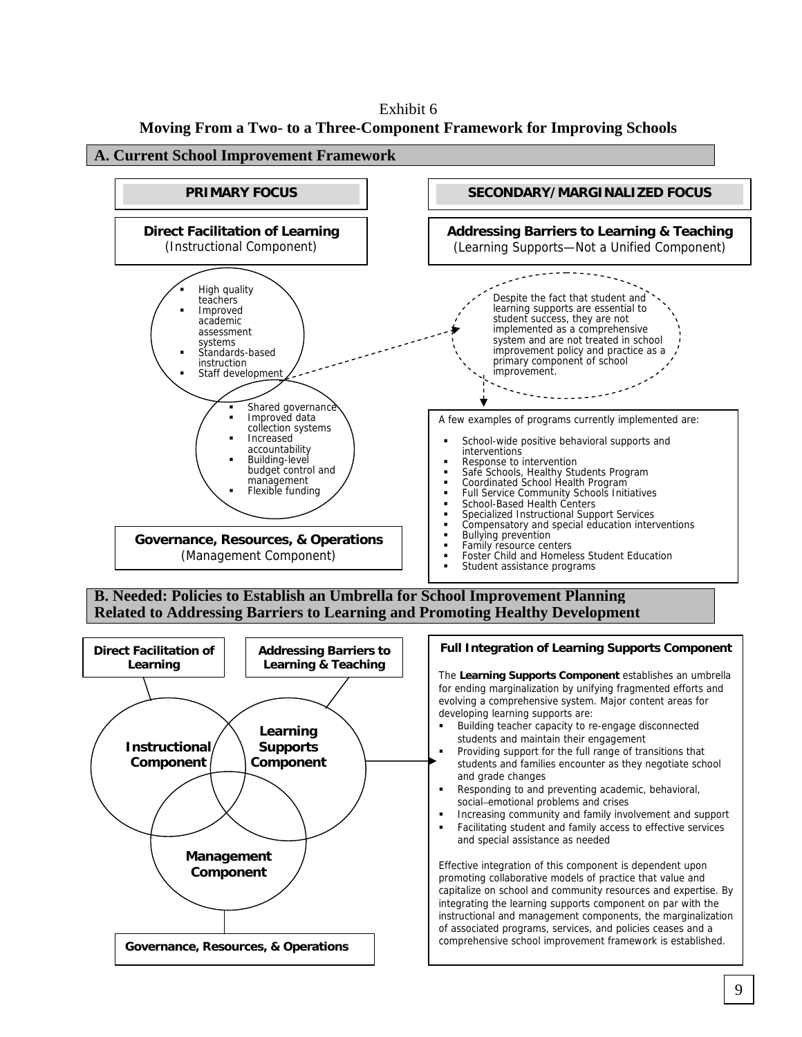Exhibit 6

**Moving From a Two- to a Three-Component Framework for Improving Schools**

## A. Current School Improvement Framework

**PRIMARY FOCUS**

**Direct Facilitation of Learning**
(Instructional Component)

- High quality teachers
- Improved academic assessment systems
- Standards-based instruction
- Staff development

- Shared governance
- Improved data collection systems
- Increased accountability
- Building-level budget control and management
- Flexible funding

**Governance, Resources, & Operations**
(Management Component)

**SECONDARY/MARGINALIZED FOCUS**

**Addressing Barriers to Learning & Teaching**
(Learning Supports—Not a Unified Component)

Despite the fact that student and learning supports are essential to student success, they are not implemented as a comprehensive system and are not treated in school improvement policy and practice as a primary component of school improvement.

A few examples of programs currently implemented are:

- School-wide positive behavioral supports and interventions
- Response to intervention
- Safe Schools, Healthy Students Program
- Coordinated School Health Program
- Full Service Community Schools Initiatives
- School-Based Health Centers
- Specialized Instructional Support Services
- Compensatory and special education interventions
- Bullying prevention
- Family resource centers
- Foster Child and Homeless Student Education
- Student assistance programs

## B. Needed: Policies to Establish an Umbrella for School Improvement Planning Related to Addressing Barriers to Learning and Promoting Healthy Development

**Direct Facilitation of Learning** — **Instructional Component**

**Addressing Barriers to Learning & Teaching** — **Learning Supports Component**

**Governance, Resources, & Operations** — **Management Component**

**Full Integration of Learning Supports Component**

The **Learning Supports Component** establishes an umbrella for ending marginalization by unifying fragmented efforts and evolving a comprehensive system. Major content areas for developing learning supports are:

- Building teacher capacity to re-engage disconnected students and maintain their engagement
- Providing support for the full range of transitions that students and families encounter as they negotiate school and grade changes
- Responding to and preventing academic, behavioral, social–emotional problems and crises
- Increasing community and family involvement and support
- Facilitating student and family access to effective services and special assistance as needed

Effective integration of this component is dependent upon promoting collaborative models of practice that value and capitalize on school and community resources and expertise. By integrating the learning supports component on par with the instructional and management components, the marginalization of associated programs, services, and policies ceases and a comprehensive school improvement framework is established.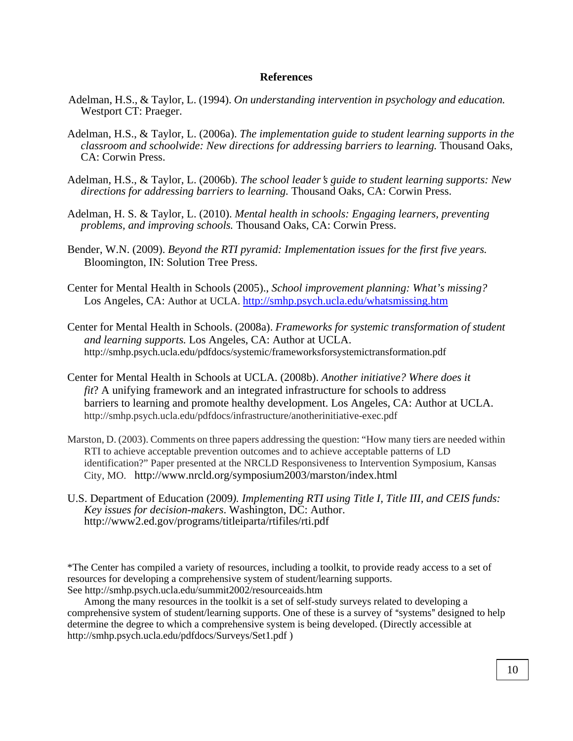## References

Adelman, H.S., & Taylor, L. (1994). *On understanding intervention in psychology and education.* Westport CT: Praeger.

Adelman, H.S., & Taylor, L. (2006a). *The implementation guide to student learning supports in the classroom and schoolwide: New directions for addressing barriers to learning.* Thousand Oaks, CA: Corwin Press.

Adelman, H.S., & Taylor, L. (2006b). *The school leader's guide to student learning supports: New directions for addressing barriers to learning.* Thousand Oaks, CA: Corwin Press.

Adelman, H. S. & Taylor, L. (2010). *Mental health in schools: Engaging learners, preventing problems, and improving schools.* Thousand Oaks, CA: Corwin Press.

Bender, W.N. (2009). *Beyond the RTI pyramid: Implementation issues for the first five years.* Bloomington, IN: Solution Tree Press.

Center for Mental Health in Schools (2005)., *School improvement planning: What's missing?* Los Angeles, CA: Author at UCLA. http://smhp.psych.ucla.edu/whatsmissing.htm

Center for Mental Health in Schools. (2008a). *Frameworks for systemic transformation of student and learning supports.* Los Angeles, CA: Author at UCLA. http://smhp.psych.ucla.edu/pdfdocs/systemic/frameworksforsystemictransformation.pdf

Center for Mental Health in Schools at UCLA. (2008b). *Another initiative? Where does it fit*? A unifying framework and an integrated infrastructure for schools to address barriers to learning and promote healthy development. Los Angeles, CA: Author at UCLA. http://smhp.psych.ucla.edu/pdfdocs/infrastructure/anotherinitiative-exec.pdf

Marston, D. (2003). Comments on three papers addressing the question: "How many tiers are needed within RTI to achieve acceptable prevention outcomes and to achieve acceptable patterns of LD identification?" Paper presented at the NRCLD Responsiveness to Intervention Symposium, Kansas City, MO. http://www.nrcld.org/symposium2003/marston/index.html

U.S. Department of Education (2009*). Implementing RTI using Title I, Title III, and CEIS funds: Key issues for decision-makers*. Washington, DC: Author. http://www2.ed.gov/programs/titleiparta/rtifiles/rti.pdf

*The Center has compiled a variety of resources, including a toolkit, to provide ready access to a set of resources for developing a comprehensive system of student/learning supports. See http://smhp.psych.ucla.edu/summit2002/resourceaids.htm

Among the many resources in the toolkit is a set of self-study surveys related to developing a comprehensive system of student/learning supports. One of these is a survey of "systems" designed to help determine the degree to which a comprehensive system is being developed. (Directly accessible at http://smhp.psych.ucla.edu/pdfdocs/Surveys/Set1.pdf )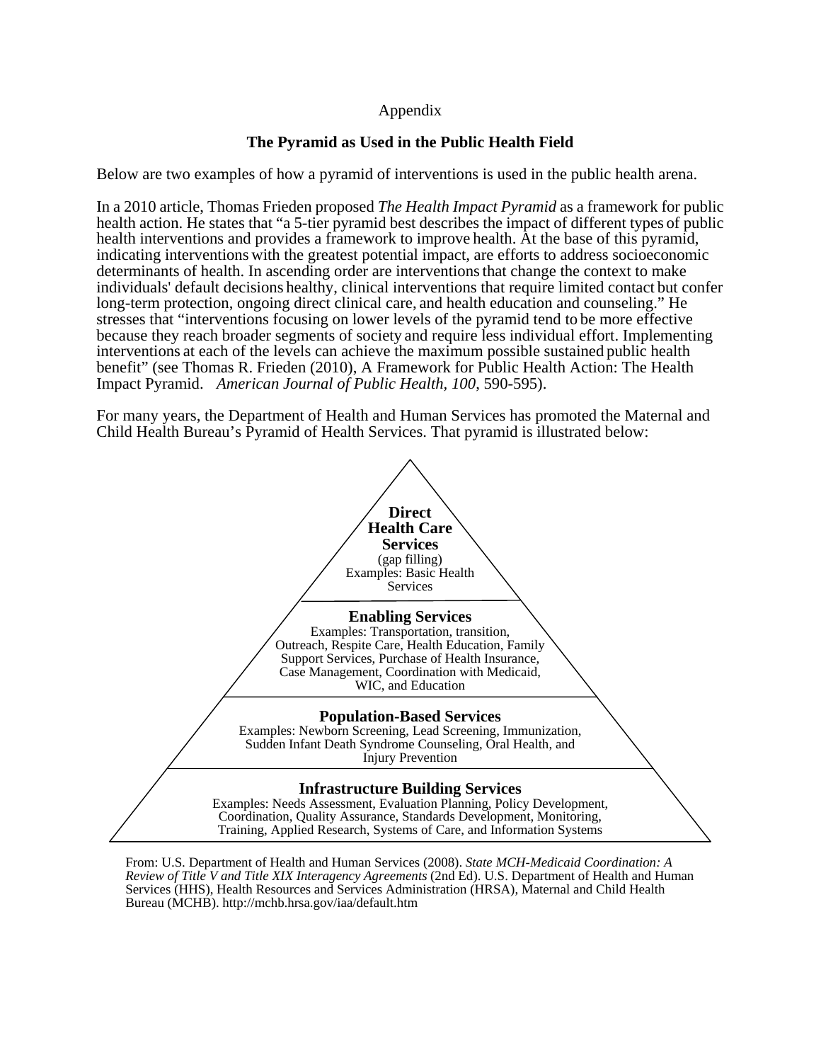Appendix

## The Pyramid as Used in the Public Health Field

Below are two examples of how a pyramid of interventions is used in the public health arena.

In a 2010 article, Thomas Frieden proposed *The Health Impact Pyramid* as a framework for public health action. He states that "a 5-tier pyramid best describes the impact of different types of public health interventions and provides a framework to improve health. At the base of this pyramid, indicating interventions with the greatest potential impact, are efforts to address socioeconomic determinants of health. In ascending order are interventions that change the context to make individuals' default decisions healthy, clinical interventions that require limited contact but confer long-term protection, ongoing direct clinical care, and health education and counseling." He stresses that "interventions focusing on lower levels of the pyramid tend to be more effective because they reach broader segments of society and require less individual effort. Implementing interventions at each of the levels can achieve the maximum possible sustained public health benefit" (see Thomas R. Frieden (2010), A Framework for Public Health Action: The Health Impact Pyramid. *American Journal of Public Health, 100*, 590-595).

For many years, the Department of Health and Human Services has promoted the Maternal and Child Health Bureau's Pyramid of Health Services. That pyramid is illustrated below:

**Direct Health Care Services**
(gap filling)
Examples: Basic Health Services

**Enabling Services**
Examples: Transportation, transition, Outreach, Respite Care, Health Education, Family Support Services, Purchase of Health Insurance, Case Management, Coordination with Medicaid, WIC, and Education

**Population-Based Services**
Examples: Newborn Screening, Lead Screening, Immunization, Sudden Infant Death Syndrome Counseling, Oral Health, and Injury Prevention

**Infrastructure Building Services**
Examples: Needs Assessment, Evaluation Planning, Policy Development, Coordination, Quality Assurance, Standards Development, Monitoring, Training, Applied Research, Systems of Care, and Information Systems

From: U.S. Department of Health and Human Services (2008). *State MCH-Medicaid Coordination: A Review of Title V and Title XIX Interagency Agreements* (2nd Ed). U.S. Department of Health and Human Services (HHS), Health Resources and Services Administration (HRSA), Maternal and Child Health Bureau (MCHB). http://mchb.hrsa.gov/iaa/default.htm